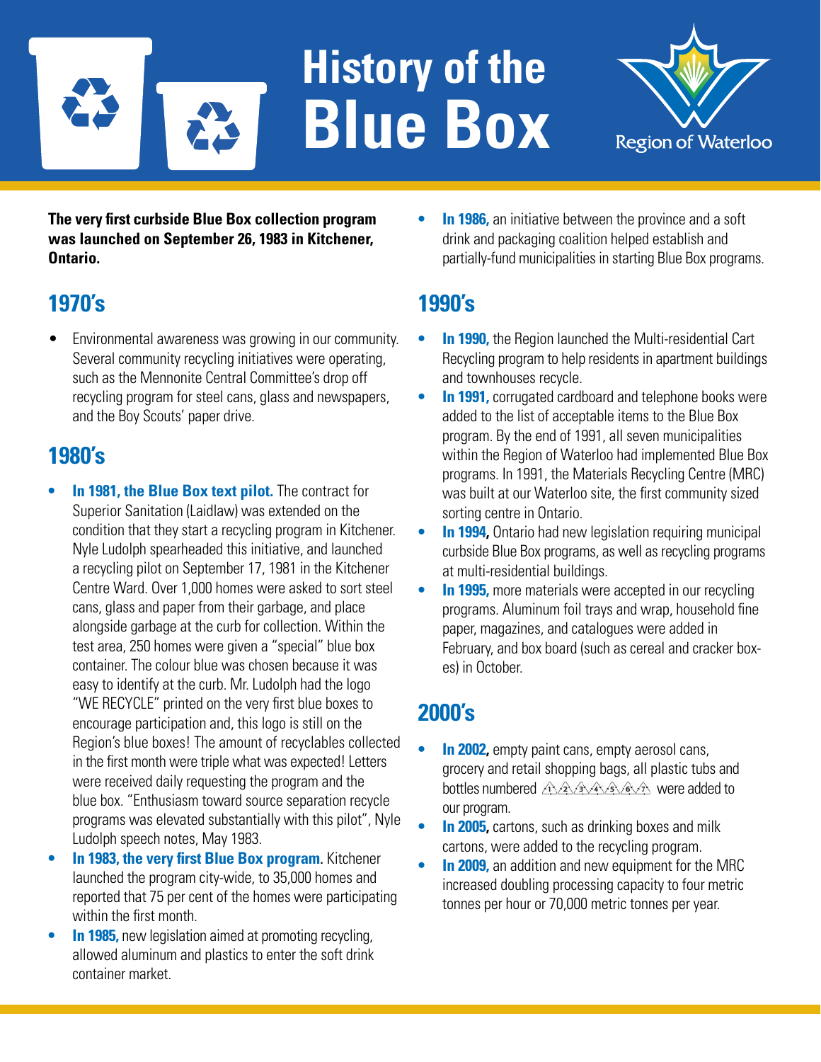# History of the Blue Box

Region of Waterloo

**The very first curbside Blue Box collection program was launched on September 26, 1983 in Kitchener, Ontario.**

## 1970's

- Environmental awareness was growing in our community. Several community recycling initiatives were operating, such as the Mennonite Central Committee's drop off recycling program for steel cans, glass and newspapers, and the Boy Scouts' paper drive.

## 1980's

- **In 1981, the Blue Box text pilot.** The contract for Superior Sanitation (Laidlaw) was extended on the condition that they start a recycling program in Kitchener. Nyle Ludolph spearheaded this initiative, and launched a recycling pilot on September 17, 1981 in the Kitchener Centre Ward. Over 1,000 homes were asked to sort steel cans, glass and paper from their garbage, and place alongside garbage at the curb for collection. Within the test area, 250 homes were given a "special" blue box container. The colour blue was chosen because it was easy to identify at the curb. Mr. Ludolph had the logo "WE RECYCLE" printed on the very first blue boxes to encourage participation and, this logo is still on the Region's blue boxes! The amount of recyclables collected in the first month were triple what was expected! Letters were received daily requesting the program and the blue box. "Enthusiasm toward source separation recycle programs was elevated substantially with this pilot", Nyle Ludolph speech notes, May 1983.
- **In 1983, the very first Blue Box program.** Kitchener launched the program city-wide, to 35,000 homes and reported that 75 per cent of the homes were participating within the first month.
- **In 1985,** new legislation aimed at promoting recycling, allowed aluminum and plastics to enter the soft drink container market.
- **In 1986,** an initiative between the province and a soft drink and packaging coalition helped establish and partially-fund municipalities in starting Blue Box programs.

## 1990's

- **In 1990,** the Region launched the Multi-residential Cart Recycling program to help residents in apartment buildings and townhouses recycle.
- **In 1991,** corrugated cardboard and telephone books were added to the list of acceptable items to the Blue Box program. By the end of 1991, all seven municipalities within the Region of Waterloo had implemented Blue Box programs. In 1991, the Materials Recycling Centre (MRC) was built at our Waterloo site, the first community sized sorting centre in Ontario.
- **In 1994,** Ontario had new legislation requiring municipal curbside Blue Box programs, as well as recycling programs at multi-residential buildings.
- **In 1995,** more materials were accepted in our recycling programs. Aluminum foil trays and wrap, household fine paper, magazines, and catalogues were added in February, and box board (such as cereal and cracker boxes) in October.

## 2000's

- **In 2002,** empty paint cans, empty aerosol cans, grocery and retail shopping bags, all plastic tubs and bottles numbered 1, 2, 3, 4, 5, 6, 7 were added to our program.
- **In 2005,** cartons, such as drinking boxes and milk cartons, were added to the recycling program.
- **In 2009,** an addition and new equipment for the MRC increased doubling processing capacity to four metric tonnes per hour or 70,000 metric tonnes per year.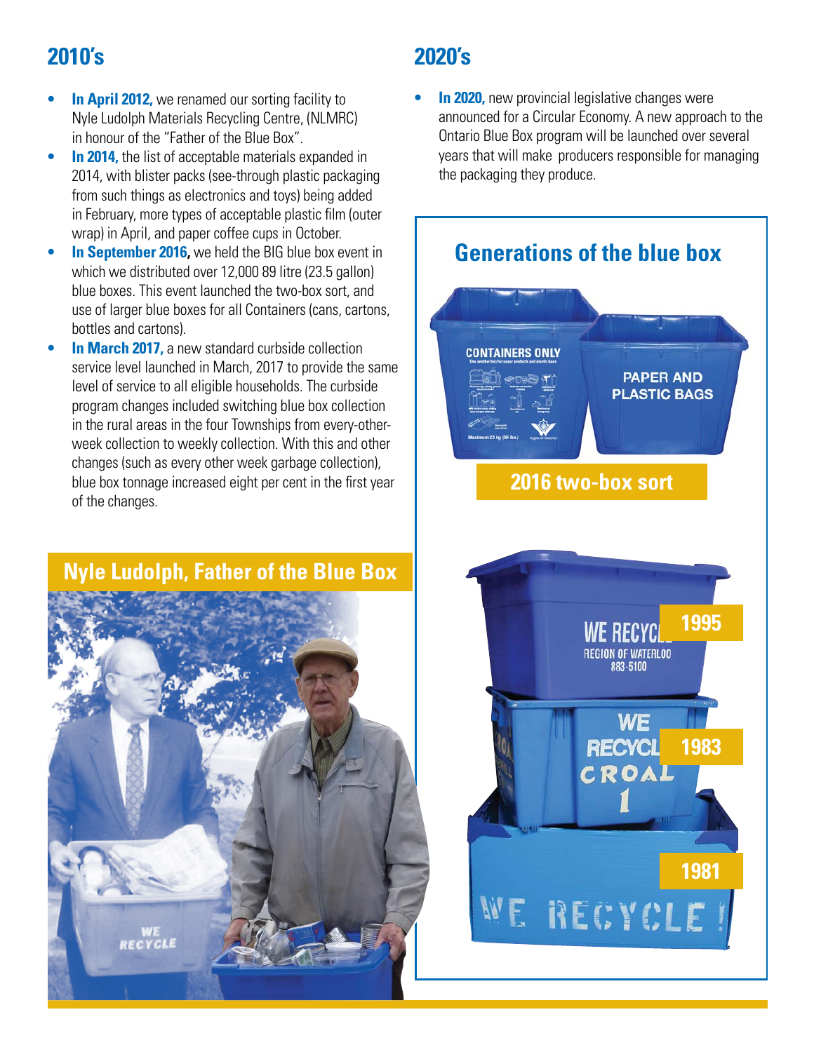## 2010's

- **In April 2012,** we renamed our sorting facility to Nyle Ludolph Materials Recycling Centre, (NLMRC) in honour of the "Father of the Blue Box".
- **In 2014,** the list of acceptable materials expanded in 2014, with blister packs (see-through plastic packaging from such things as electronics and toys) being added in February, more types of acceptable plastic film (outer wrap) in April, and paper coffee cups in October.
- **In September 2016,** we held the BIG blue box event in which we distributed over 12,000 89 litre (23.5 gallon) blue boxes. This event launched the two-box sort, and use of larger blue boxes for all Containers (cans, cartons, bottles and cartons).
- **In March 2017,** a new standard curbside collection service level launched in March, 2017 to provide the same level of service to all eligible households. The curbside program changes included switching blue box collection in the rural areas in the four Townships from every-other-week collection to weekly collection. With this and other changes (such as every other week garbage collection), blue box tonnage increased eight per cent in the first year of the changes.

### Nyle Ludolph, Father of the Blue Box

## 2020's

- **In 2020,** new provincial legislative changes were announced for a Circular Economy. A new approach to the Ontario Blue Box program will be launched over several years that will make producers responsible for managing the packaging they produce.

### Generations of the blue box

2016 two-box sort

1995

1983

1981